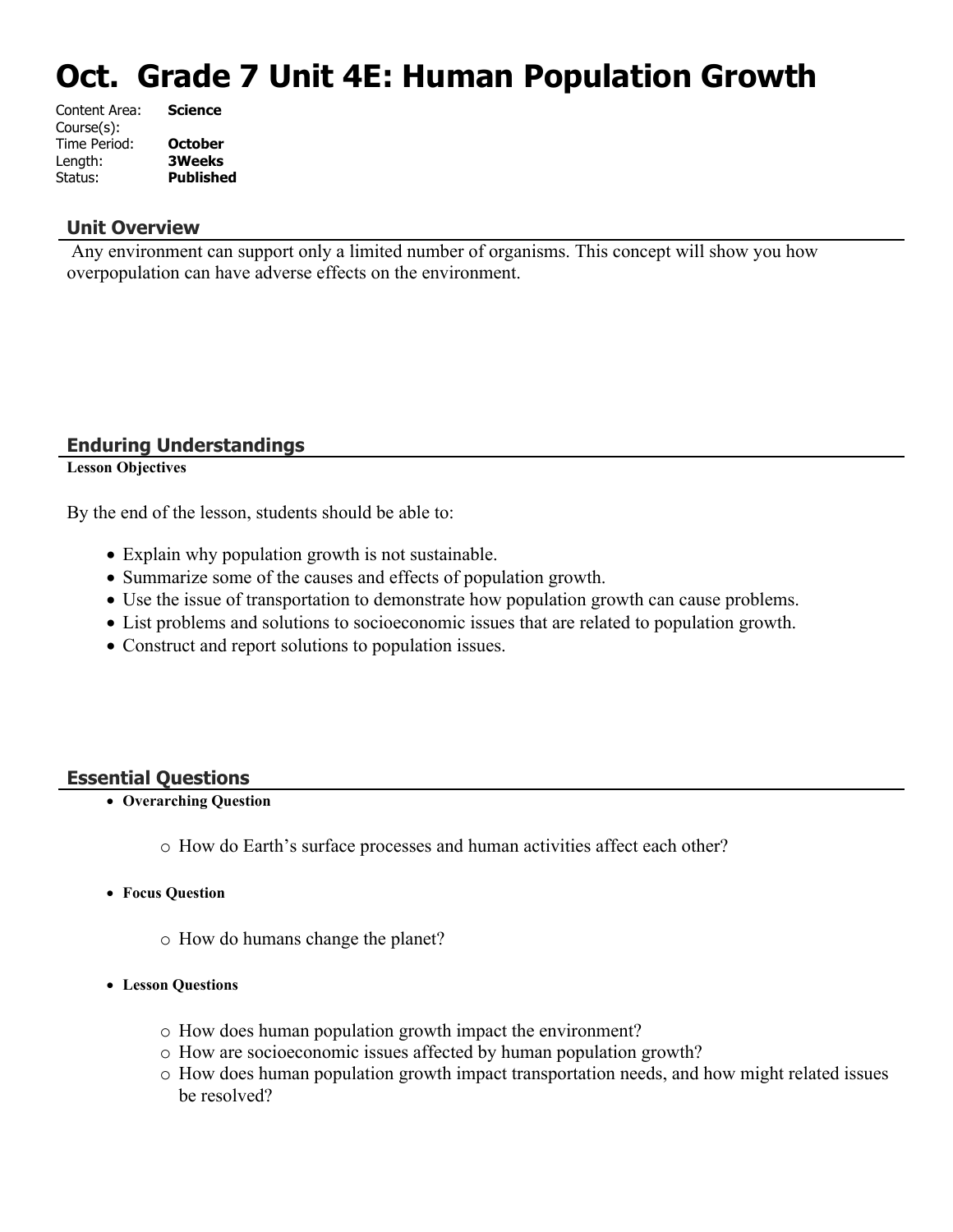# Oct. Grade 7 Unit 4E: Human Population Growth

Content Area: **Science**
Course(s):
Time Period: **October**
Length: **3Weeks**
Status: **Published**

## Unit Overview

Any environment can support only a limited number of organisms. This concept will show you how overpopulation can have adverse effects on the environment.

## Enduring Understandings

**Lesson Objectives**

By the end of the lesson, students should be able to:

- Explain why population growth is not sustainable.
- Summarize some of the causes and effects of population growth.
- Use the issue of transportation to demonstrate how population growth can cause problems.
- List problems and solutions to socioeconomic issues that are related to population growth.
- Construct and report solutions to population issues.

## Essential Questions

- **Overarching Question**
  - How do Earth's surface processes and human activities affect each other?
- **Focus Question**
  - How do humans change the planet?
- **Lesson Questions**
  - How does human population growth impact the environment?
  - How are socioeconomic issues affected by human population growth?
  - How does human population growth impact transportation needs, and how might related issues be resolved?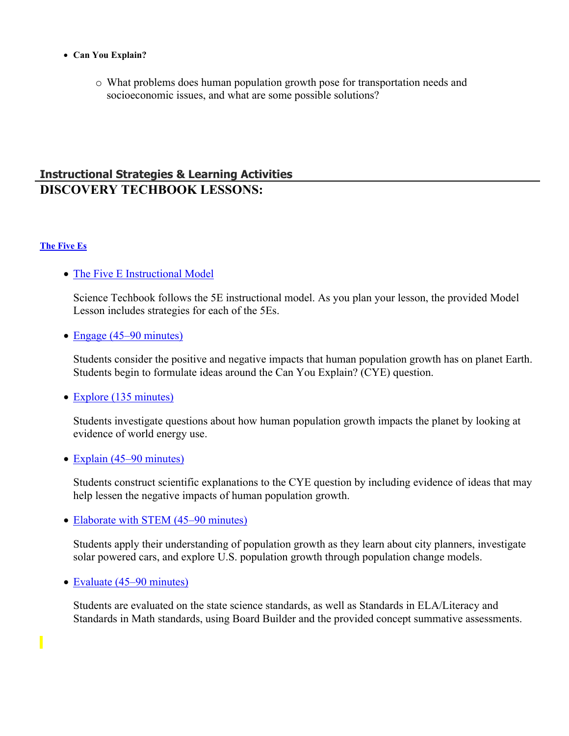- **Can You Explain?**
  - What problems does human population growth pose for transportation needs and socioeconomic issues, and what are some possible solutions?

## Instructional Strategies & Learning Activities

## DISCOVERY TECHBOOK LESSONS:

**The Five Es**

- The Five E Instructional Model

  Science Techbook follows the 5E instructional model. As you plan your lesson, the provided Model Lesson includes strategies for each of the 5Es.

- Engage (45–90 minutes)

  Students consider the positive and negative impacts that human population growth has on planet Earth. Students begin to formulate ideas around the Can You Explain? (CYE) question.

- Explore (135 minutes)

  Students investigate questions about how human population growth impacts the planet by looking at evidence of world energy use.

- Explain (45–90 minutes)

  Students construct scientific explanations to the CYE question by including evidence of ideas that may help lessen the negative impacts of human population growth.

- Elaborate with STEM (45–90 minutes)

  Students apply their understanding of population growth as they learn about city planners, investigate solar powered cars, and explore U.S. population growth through population change models.

- Evaluate (45–90 minutes)

  Students are evaluated on the state science standards, as well as Standards in ELA/Literacy and Standards in Math standards, using Board Builder and the provided concept summative assessments.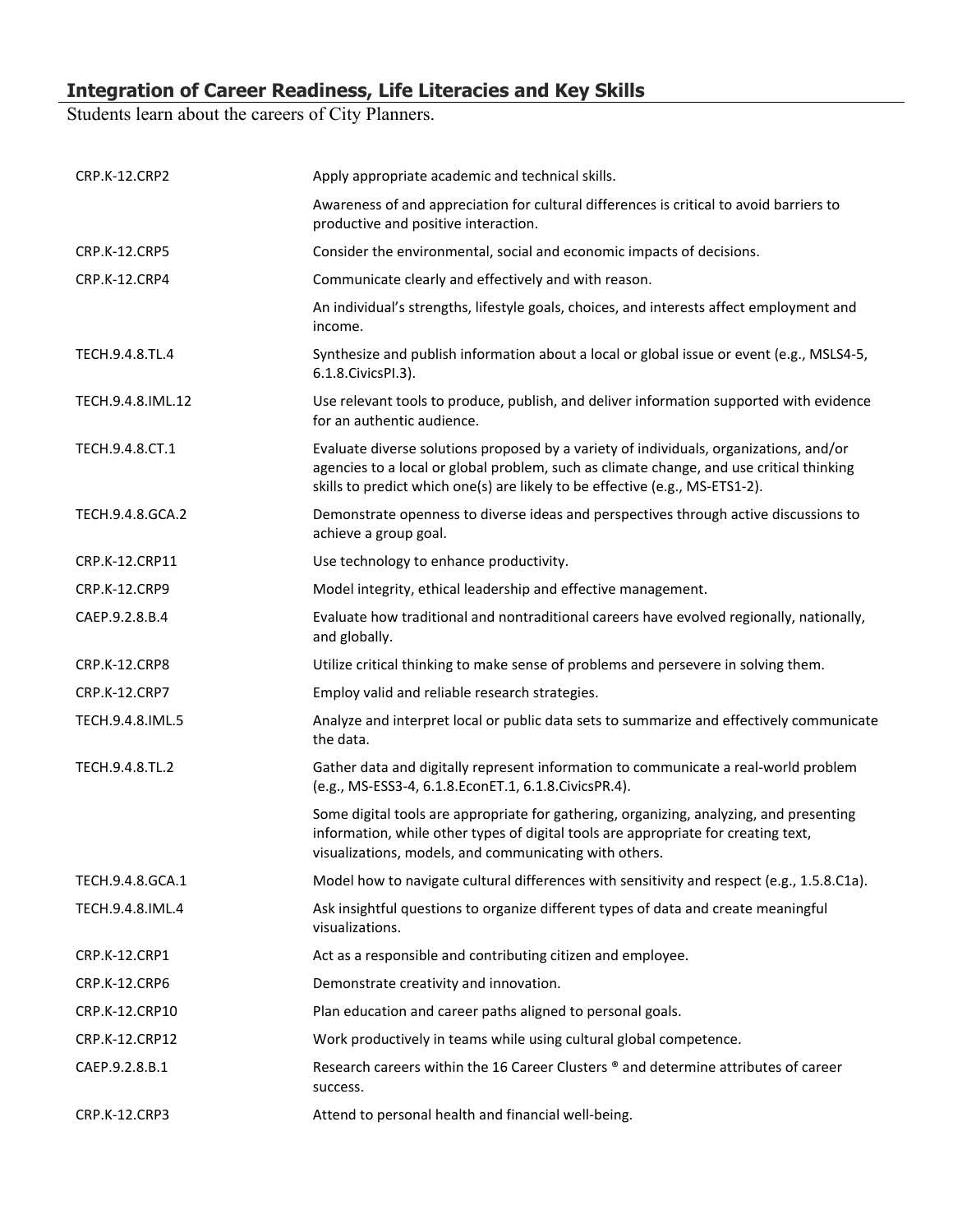## Integration of Career Readiness, Life Literacies and Key Skills

Students learn about the careers of City Planners.

| | |
|---|---|
| CRP.K-12.CRP2 | Apply appropriate academic and technical skills. |
| | Awareness of and appreciation for cultural differences is critical to avoid barriers to productive and positive interaction. |
| CRP.K-12.CRP5 | Consider the environmental, social and economic impacts of decisions. |
| CRP.K-12.CRP4 | Communicate clearly and effectively and with reason. |
| | An individual's strengths, lifestyle goals, choices, and interests affect employment and income. |
| TECH.9.4.8.TL.4 | Synthesize and publish information about a local or global issue or event (e.g., MSLS4-5, 6.1.8.CivicsPI.3). |
| TECH.9.4.8.IML.12 | Use relevant tools to produce, publish, and deliver information supported with evidence for an authentic audience. |
| TECH.9.4.8.CT.1 | Evaluate diverse solutions proposed by a variety of individuals, organizations, and/or agencies to a local or global problem, such as climate change, and use critical thinking skills to predict which one(s) are likely to be effective (e.g., MS-ETS1-2). |
| TECH.9.4.8.GCA.2 | Demonstrate openness to diverse ideas and perspectives through active discussions to achieve a group goal. |
| CRP.K-12.CRP11 | Use technology to enhance productivity. |
| CRP.K-12.CRP9 | Model integrity, ethical leadership and effective management. |
| CAEP.9.2.8.B.4 | Evaluate how traditional and nontraditional careers have evolved regionally, nationally, and globally. |
| CRP.K-12.CRP8 | Utilize critical thinking to make sense of problems and persevere in solving them. |
| CRP.K-12.CRP7 | Employ valid and reliable research strategies. |
| TECH.9.4.8.IML.5 | Analyze and interpret local or public data sets to summarize and effectively communicate the data. |
| TECH.9.4.8.TL.2 | Gather data and digitally represent information to communicate a real-world problem (e.g., MS-ESS3-4, 6.1.8.EconET.1, 6.1.8.CivicsPR.4). |
| | Some digital tools are appropriate for gathering, organizing, analyzing, and presenting information, while other types of digital tools are appropriate for creating text, visualizations, models, and communicating with others. |
| TECH.9.4.8.GCA.1 | Model how to navigate cultural differences with sensitivity and respect (e.g., 1.5.8.C1a). |
| TECH.9.4.8.IML.4 | Ask insightful questions to organize different types of data and create meaningful visualizations. |
| CRP.K-12.CRP1 | Act as a responsible and contributing citizen and employee. |
| CRP.K-12.CRP6 | Demonstrate creativity and innovation. |
| CRP.K-12.CRP10 | Plan education and career paths aligned to personal goals. |
| CRP.K-12.CRP12 | Work productively in teams while using cultural global competence. |
| CAEP.9.2.8.B.1 | Research careers within the 16 Career Clusters ® and determine attributes of career success. |
| CRP.K-12.CRP3 | Attend to personal health and financial well-being. |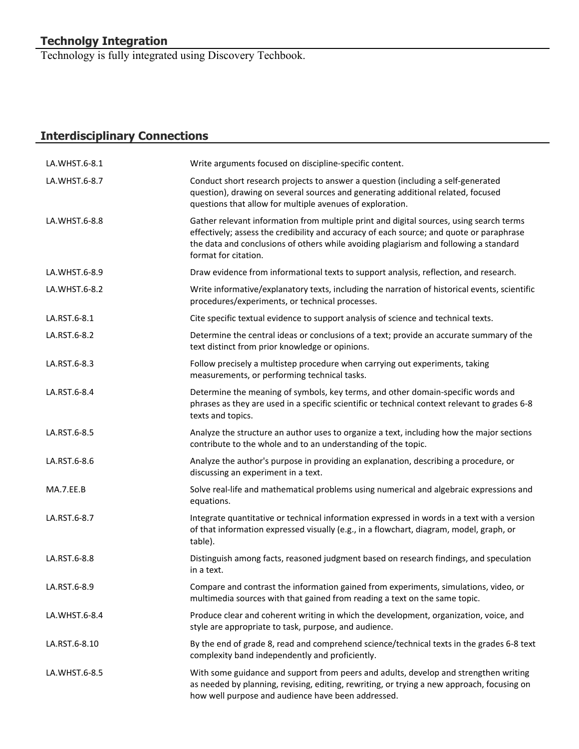## Technolgy Integration

Technology is fully integrated using Discovery Techbook.

## Interdisciplinary Connections

| | |
|---|---|
| LA.WHST.6-8.1 | Write arguments focused on discipline-specific content. |
| LA.WHST.6-8.7 | Conduct short research projects to answer a question (including a self-generated question), drawing on several sources and generating additional related, focused questions that allow for multiple avenues of exploration. |
| LA.WHST.6-8.8 | Gather relevant information from multiple print and digital sources, using search terms effectively; assess the credibility and accuracy of each source; and quote or paraphrase the data and conclusions of others while avoiding plagiarism and following a standard format for citation. |
| LA.WHST.6-8.9 | Draw evidence from informational texts to support analysis, reflection, and research. |
| LA.WHST.6-8.2 | Write informative/explanatory texts, including the narration of historical events, scientific procedures/experiments, or technical processes. |
| LA.RST.6-8.1 | Cite specific textual evidence to support analysis of science and technical texts. |
| LA.RST.6-8.2 | Determine the central ideas or conclusions of a text; provide an accurate summary of the text distinct from prior knowledge or opinions. |
| LA.RST.6-8.3 | Follow precisely a multistep procedure when carrying out experiments, taking measurements, or performing technical tasks. |
| LA.RST.6-8.4 | Determine the meaning of symbols, key terms, and other domain-specific words and phrases as they are used in a specific scientific or technical context relevant to grades 6-8 texts and topics. |
| LA.RST.6-8.5 | Analyze the structure an author uses to organize a text, including how the major sections contribute to the whole and to an understanding of the topic. |
| LA.RST.6-8.6 | Analyze the author's purpose in providing an explanation, describing a procedure, or discussing an experiment in a text. |
| MA.7.EE.B | Solve real-life and mathematical problems using numerical and algebraic expressions and equations. |
| LA.RST.6-8.7 | Integrate quantitative or technical information expressed in words in a text with a version of that information expressed visually (e.g., in a flowchart, diagram, model, graph, or table). |
| LA.RST.6-8.8 | Distinguish among facts, reasoned judgment based on research findings, and speculation in a text. |
| LA.RST.6-8.9 | Compare and contrast the information gained from experiments, simulations, video, or multimedia sources with that gained from reading a text on the same topic. |
| LA.WHST.6-8.4 | Produce clear and coherent writing in which the development, organization, voice, and style are appropriate to task, purpose, and audience. |
| LA.RST.6-8.10 | By the end of grade 8, read and comprehend science/technical texts in the grades 6-8 text complexity band independently and proficiently. |
| LA.WHST.6-8.5 | With some guidance and support from peers and adults, develop and strengthen writing as needed by planning, revising, editing, rewriting, or trying a new approach, focusing on how well purpose and audience have been addressed. |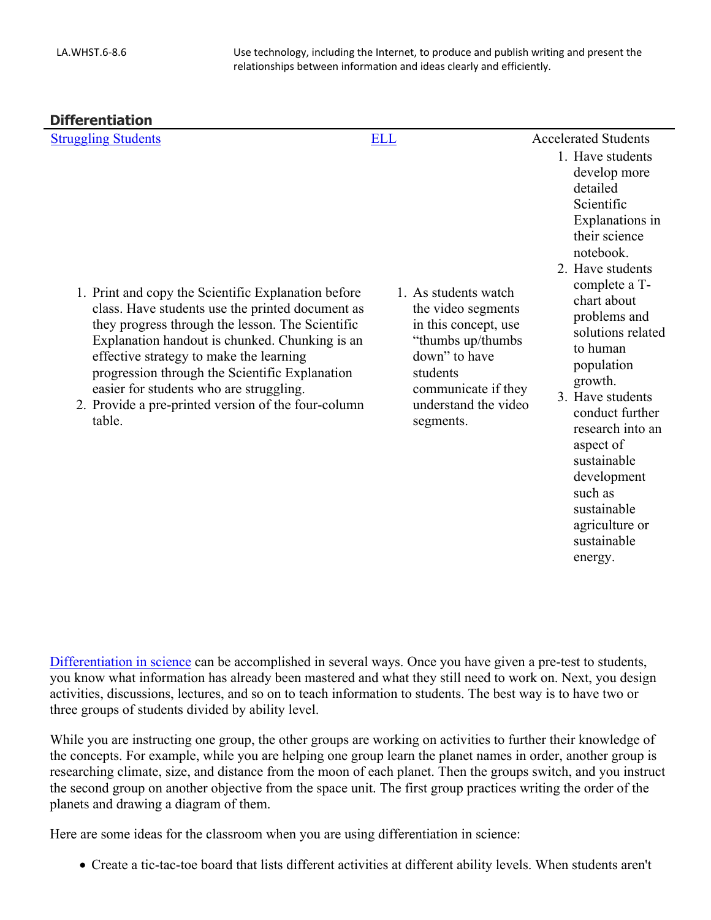| | |
|---|---|
| LA.WHST.6-8.6 | Use technology, including the Internet, to produce and publish writing and present the relationships between information and ideas clearly and efficiently. |

## Differentiation

| Struggling Students | ELL | Accelerated Students |
|---|---|---|
| 1. Print and copy the Scientific Explanation before class. Have students use the printed document as they progress through the lesson. The Scientific Explanation handout is chunked. Chunking is an effective strategy to make the learning progression through the Scientific Explanation easier for students who are struggling.<br>2. Provide a pre-printed version of the four-column table. | 1. As students watch the video segments in this concept, use "thumbs up/thumbs down" to have students communicate if they understand the video segments. | 1. Have students develop more detailed Scientific Explanations in their science notebook.<br>2. Have students complete a T-chart about problems and solutions related to human population growth.<br>3. Have students conduct further research into an aspect of sustainable development such as sustainable agriculture or sustainable energy. |

Differentiation in science can be accomplished in several ways. Once you have given a pre-test to students, you know what information has already been mastered and what they still need to work on. Next, you design activities, discussions, lectures, and so on to teach information to students. The best way is to have two or three groups of students divided by ability level.

While you are instructing one group, the other groups are working on activities to further their knowledge of the concepts. For example, while you are helping one group learn the planet names in order, another group is researching climate, size, and distance from the moon of each planet. Then the groups switch, and you instruct the second group on another objective from the space unit. The first group practices writing the order of the planets and drawing a diagram of them.

Here are some ideas for the classroom when you are using differentiation in science:

- Create a tic-tac-toe board that lists different activities at different ability levels. When students aren't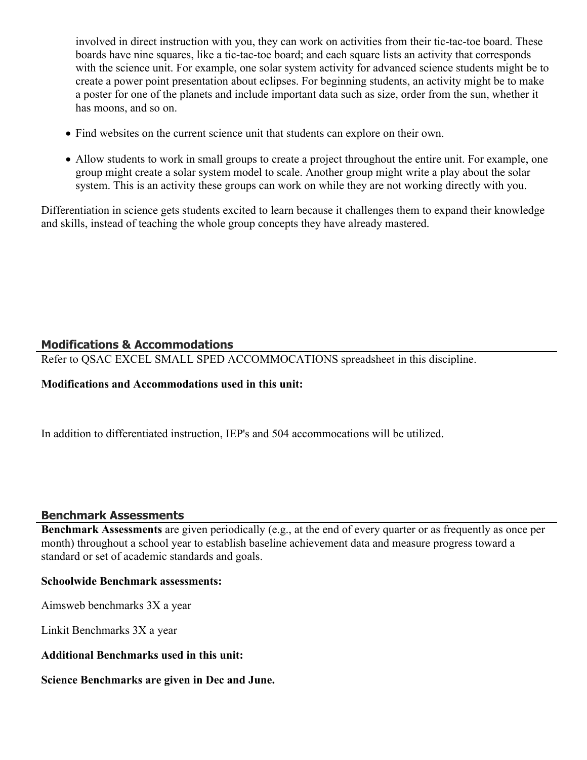involved in direct instruction with you, they can work on activities from their tic-tac-toe board. These boards have nine squares, like a tic-tac-toe board; and each square lists an activity that corresponds with the science unit. For example, one solar system activity for advanced science students might be to create a power point presentation about eclipses. For beginning students, an activity might be to make a poster for one of the planets and include important data such as size, order from the sun, whether it has moons, and so on.

- Find websites on the current science unit that students can explore on their own.
- Allow students to work in small groups to create a project throughout the entire unit. For example, one group might create a solar system model to scale. Another group might write a play about the solar system. This is an activity these groups can work on while they are not working directly with you.

Differentiation in science gets students excited to learn because it challenges them to expand their knowledge and skills, instead of teaching the whole group concepts they have already mastered.

## Modifications & Accommodations

Refer to QSAC EXCEL SMALL SPED ACCOMMOCATIONS spreadsheet in this discipline.

**Modifications and Accommodations used in this unit:**

In addition to differentiated instruction, IEP's and 504 accommocations will be utilized.

## Benchmark Assessments

**Benchmark Assessments** are given periodically (e.g., at the end of every quarter or as frequently as once per month) throughout a school year to establish baseline achievement data and measure progress toward a standard or set of academic standards and goals.

**Schoolwide Benchmark assessments:**

Aimsweb benchmarks 3X a year

Linkit Benchmarks 3X a year

**Additional Benchmarks used in this unit:**

**Science Benchmarks are given in Dec and June.**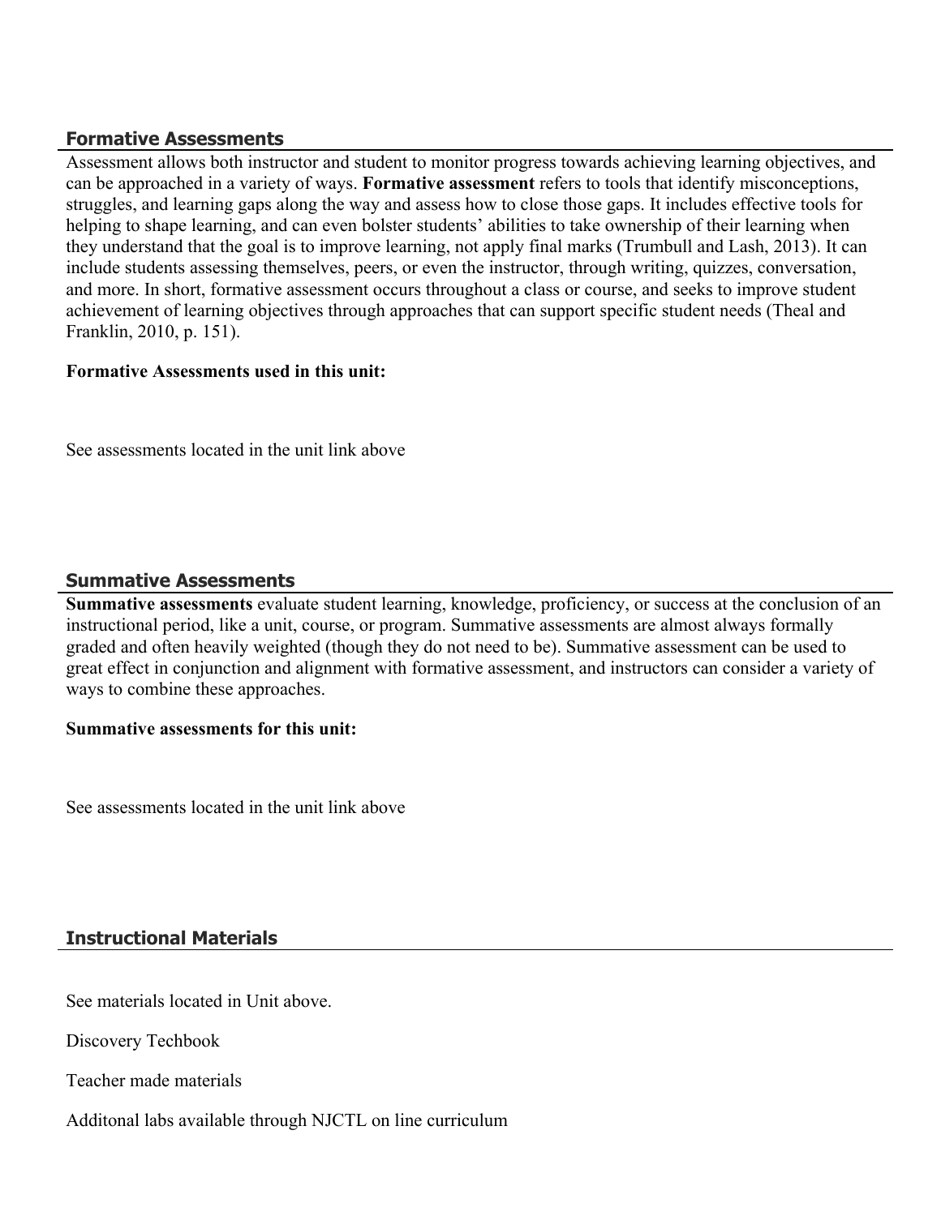## Formative Assessments

Assessment allows both instructor and student to monitor progress towards achieving learning objectives, and can be approached in a variety of ways. **Formative assessment** refers to tools that identify misconceptions, struggles, and learning gaps along the way and assess how to close those gaps. It includes effective tools for helping to shape learning, and can even bolster students' abilities to take ownership of their learning when they understand that the goal is to improve learning, not apply final marks (Trumbull and Lash, 2013). It can include students assessing themselves, peers, or even the instructor, through writing, quizzes, conversation, and more. In short, formative assessment occurs throughout a class or course, and seeks to improve student achievement of learning objectives through approaches that can support specific student needs (Theal and Franklin, 2010, p. 151).

**Formative Assessments used in this unit:**

See assessments located in the unit link above

## Summative Assessments

**Summative assessments** evaluate student learning, knowledge, proficiency, or success at the conclusion of an instructional period, like a unit, course, or program. Summative assessments are almost always formally graded and often heavily weighted (though they do not need to be). Summative assessment can be used to great effect in conjunction and alignment with formative assessment, and instructors can consider a variety of ways to combine these approaches.

**Summative assessments for this unit:**

See assessments located in the unit link above

## Instructional Materials

See materials located in Unit above.

Discovery Techbook

Teacher made materials

Additonal labs available through NJCTL on line curriculum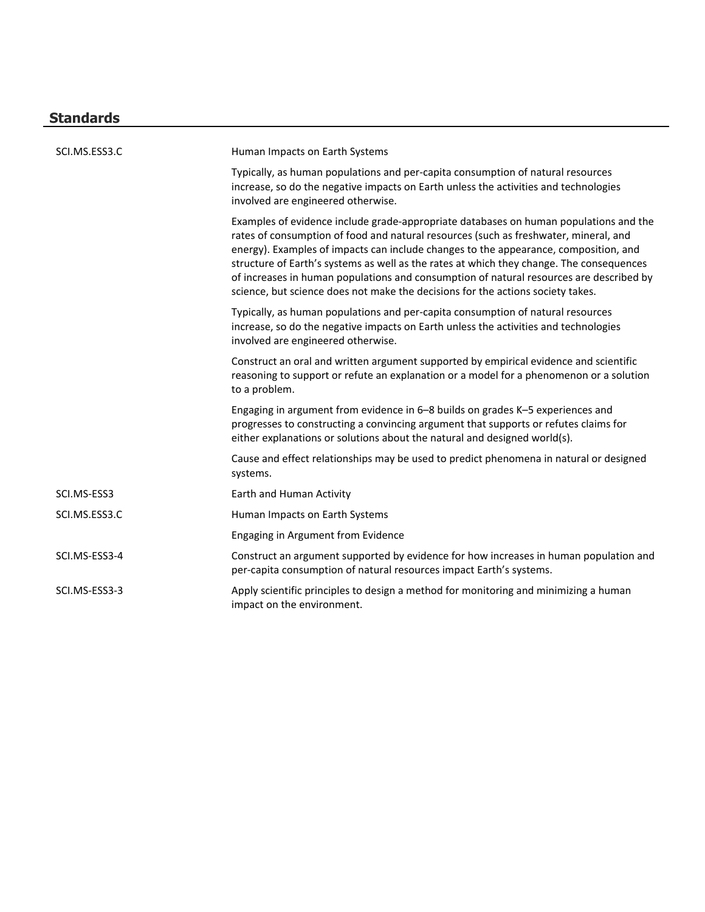## Standards

| | |
|---|---|
| SCI.MS.ESS3.C | Human Impacts on Earth Systems |
| | Typically, as human populations and per-capita consumption of natural resources increase, so do the negative impacts on Earth unless the activities and technologies involved are engineered otherwise. |
| | Examples of evidence include grade-appropriate databases on human populations and the rates of consumption of food and natural resources (such as freshwater, mineral, and energy). Examples of impacts can include changes to the appearance, composition, and structure of Earth's systems as well as the rates at which they change. The consequences of increases in human populations and consumption of natural resources are described by science, but science does not make the decisions for the actions society takes. |
| | Typically, as human populations and per-capita consumption of natural resources increase, so do the negative impacts on Earth unless the activities and technologies involved are engineered otherwise. |
| | Construct an oral and written argument supported by empirical evidence and scientific reasoning to support or refute an explanation or a model for a phenomenon or a solution to a problem. |
| | Engaging in argument from evidence in 6–8 builds on grades K–5 experiences and progresses to constructing a convincing argument that supports or refutes claims for either explanations or solutions about the natural and designed world(s). |
| | Cause and effect relationships may be used to predict phenomena in natural or designed systems. |
| SCI.MS-ESS3 | Earth and Human Activity |
| SCI.MS.ESS3.C | Human Impacts on Earth Systems |
| | Engaging in Argument from Evidence |
| SCI.MS-ESS3-4 | Construct an argument supported by evidence for how increases in human population and per-capita consumption of natural resources impact Earth's systems. |
| SCI.MS-ESS3-3 | Apply scientific principles to design a method for monitoring and minimizing a human impact on the environment. |